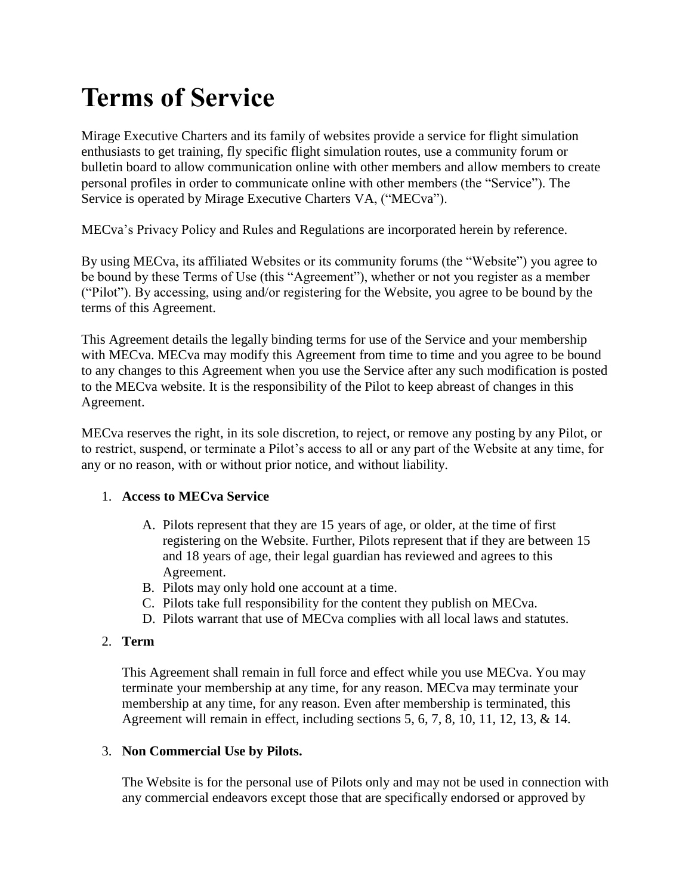# Terms of Service

Mirage Executive Charters and its family of websites provide a service for flight simulation enthusiasts to get training, fly specific flight simulation routes, use a community forum or bulletin board to allow communication online with other members and allow members to create personal profiles in order to communicate online with other members (the "Service"). The Service is operated by Mirage Executive Charters VA, ("MECva").

MECva's Privacy Policy and Rules and Regulations are incorporated herein by reference.

By using MECva, its affiliated Websites or its community forums (the "Website") you agree to be bound by these Terms of Use (this "Agreement"), whether or not you register as a member ("Pilot"). By accessing, using and/or registering for the Website, you agree to be bound by the terms of this Agreement.

This Agreement details the legally binding terms for use of the Service and your membership with MECva. MECva may modify this Agreement from time to time and you agree to be bound to any changes to this Agreement when you use the Service after any such modification is posted to the MECva website. It is the responsibility of the Pilot to keep abreast of changes in this Agreement.

MECva reserves the right, in its sole discretion, to reject, or remove any posting by any Pilot, or to restrict, suspend, or terminate a Pilot's access to all or any part of the Website at any time, for any or no reason, with or without prior notice, and without liability.

1. **Access to MECva Service**

   A. Pilots represent that they are 15 years of age, or older, at the time of first registering on the Website. Further, Pilots represent that if they are between 15 and 18 years of age, their legal guardian has reviewed and agrees to this Agreement.
   B. Pilots may only hold one account at a time.
   C. Pilots take full responsibility for the content they publish on MECva.
   D. Pilots warrant that use of MECva complies with all local laws and statutes.

2. **Term**

   This Agreement shall remain in full force and effect while you use MECva. You may terminate your membership at any time, for any reason. MECva may terminate your membership at any time, for any reason. Even after membership is terminated, this Agreement will remain in effect, including sections 5, 6, 7, 8, 10, 11, 12, 13, & 14.

3. **Non Commercial Use by Pilots.**

   The Website is for the personal use of Pilots only and may not be used in connection with any commercial endeavors except those that are specifically endorsed or approved by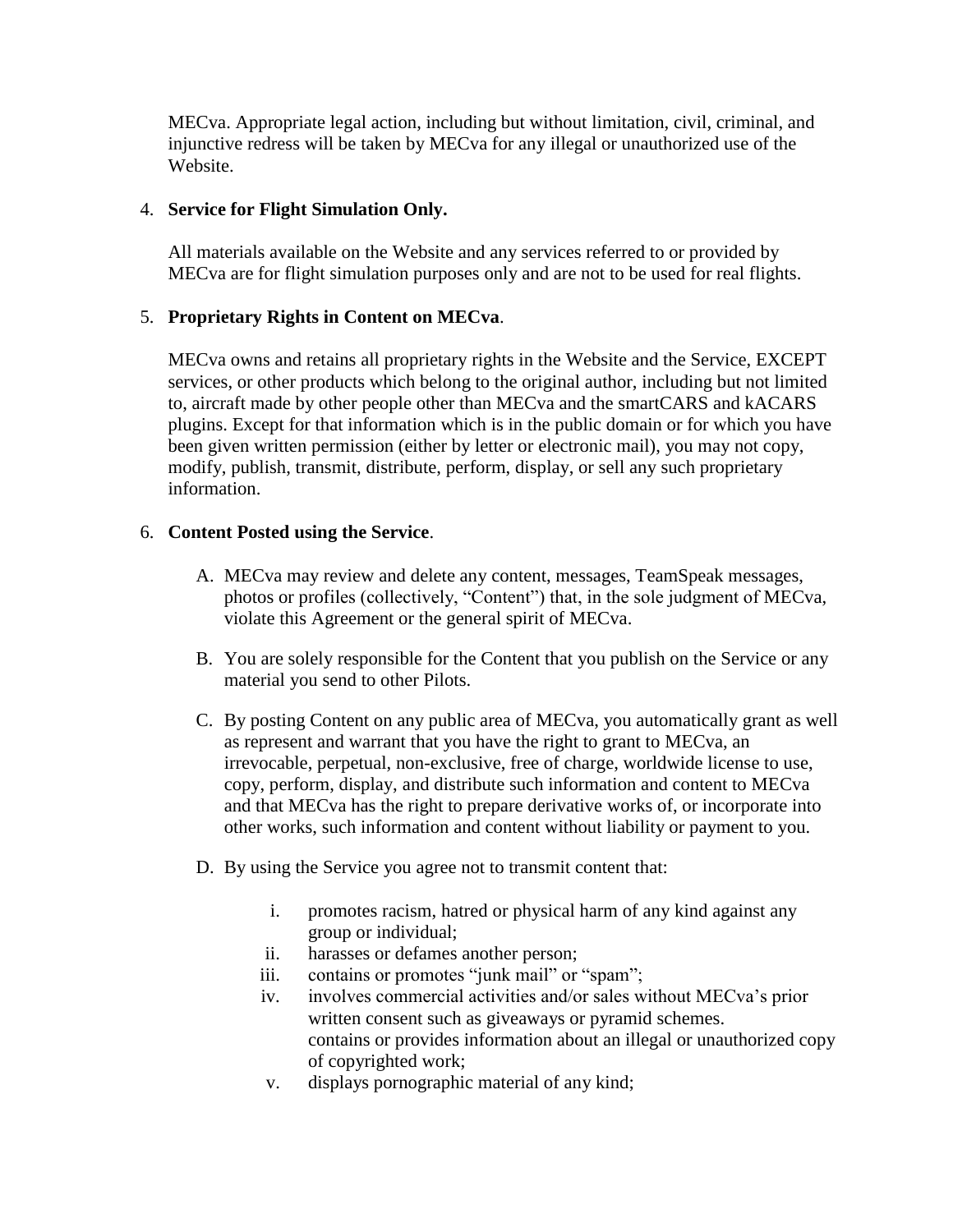MECva. Appropriate legal action, including but without limitation, civil, criminal, and injunctive redress will be taken by MECva for any illegal or unauthorized use of the Website.

4. **Service for Flight Simulation Only.**

   All materials available on the Website and any services referred to or provided by MECva are for flight simulation purposes only and are not to be used for real flights.

5. **Proprietary Rights in Content on MECva**.

   MECva owns and retains all proprietary rights in the Website and the Service, EXCEPT services, or other products which belong to the original author, including but not limited to, aircraft made by other people other than MECva and the smartCARS and kACARS plugins. Except for that information which is in the public domain or for which you have been given written permission (either by letter or electronic mail), you may not copy, modify, publish, transmit, distribute, perform, display, or sell any such proprietary information.

6. **Content Posted using the Service**.

   A. MECva may review and delete any content, messages, TeamSpeak messages, photos or profiles (collectively, "Content") that, in the sole judgment of MECva, violate this Agreement or the general spirit of MECva.

   B. You are solely responsible for the Content that you publish on the Service or any material you send to other Pilots.

   C. By posting Content on any public area of MECva, you automatically grant as well as represent and warrant that you have the right to grant to MECva, an irrevocable, perpetual, non-exclusive, free of charge, worldwide license to use, copy, perform, display, and distribute such information and content to MECva and that MECva has the right to prepare derivative works of, or incorporate into other works, such information and content without liability or payment to you.

   D. By using the Service you agree not to transmit content that:

      i. promotes racism, hatred or physical harm of any kind against any group or individual;
      ii. harasses or defames another person;
      iii. contains or promotes "junk mail" or "spam";
      iv. involves commercial activities and/or sales without MECva's prior written consent such as giveaways or pyramid schemes.
      contains or provides information about an illegal or unauthorized copy of copyrighted work;
      v. displays pornographic material of any kind;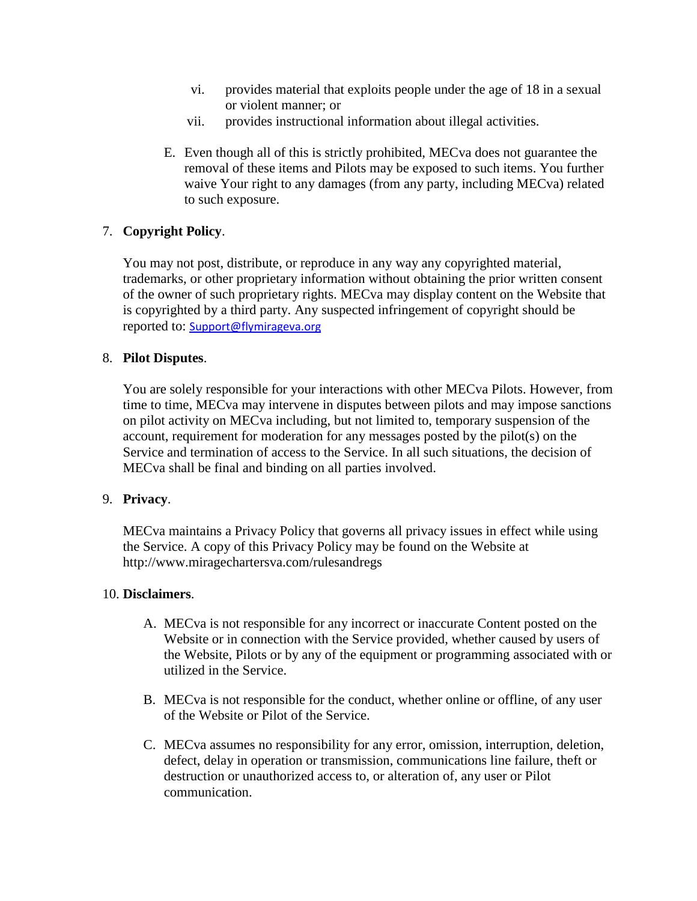vi. provides material that exploits people under the age of 18 in a sexual or violent manner; or
  vii. provides instructional information about illegal activities.

E. Even though all of this is strictly prohibited, MECva does not guarantee the removal of these items and Pilots may be exposed to such items. You further waive Your right to any damages (from any party, including MECva) related to such exposure.

7. **Copyright Policy**.

   You may not post, distribute, or reproduce in any way any copyrighted material, trademarks, or other proprietary information without obtaining the prior written consent of the owner of such proprietary rights. MECva may display content on the Website that is copyrighted by a third party. Any suspected infringement of copyright should be reported to: Support@flymirageva.org

8. **Pilot Disputes**.

   You are solely responsible for your interactions with other MECva Pilots. However, from time to time, MECva may intervene in disputes between pilots and may impose sanctions on pilot activity on MECva including, but not limited to, temporary suspension of the account, requirement for moderation for any messages posted by the pilot(s) on the Service and termination of access to the Service. In all such situations, the decision of MECva shall be final and binding on all parties involved.

9. **Privacy**.

   MECva maintains a Privacy Policy that governs all privacy issues in effect while using the Service. A copy of this Privacy Policy may be found on the Website at http://www.miragechartersva.com/rulesandregs

10. **Disclaimers**.

    A. MECva is not responsible for any incorrect or inaccurate Content posted on the Website or in connection with the Service provided, whether caused by users of the Website, Pilots or by any of the equipment or programming associated with or utilized in the Service.

    B. MECva is not responsible for the conduct, whether online or offline, of any user of the Website or Pilot of the Service.

    C. MECva assumes no responsibility for any error, omission, interruption, deletion, defect, delay in operation or transmission, communications line failure, theft or destruction or unauthorized access to, or alteration of, any user or Pilot communication.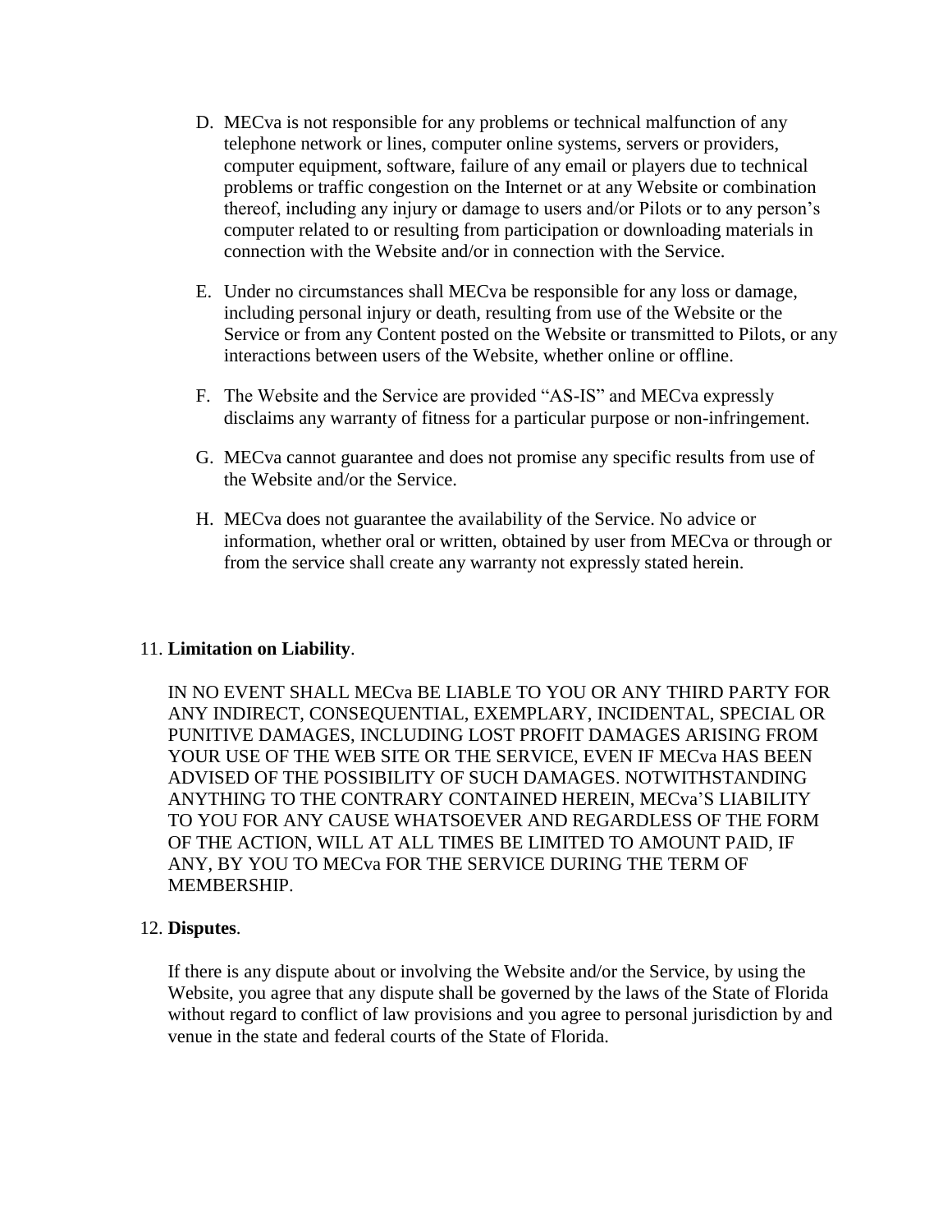D. MECva is not responsible for any problems or technical malfunction of any telephone network or lines, computer online systems, servers or providers, computer equipment, software, failure of any email or players due to technical problems or traffic congestion on the Internet or at any Website or combination thereof, including any injury or damage to users and/or Pilots or to any person's computer related to or resulting from participation or downloading materials in connection with the Website and/or in connection with the Service.

E. Under no circumstances shall MECva be responsible for any loss or damage, including personal injury or death, resulting from use of the Website or the Service or from any Content posted on the Website or transmitted to Pilots, or any interactions between users of the Website, whether online or offline.

F. The Website and the Service are provided "AS-IS" and MECva expressly disclaims any warranty of fitness for a particular purpose or non-infringement.

G. MECva cannot guarantee and does not promise any specific results from use of the Website and/or the Service.

H. MECva does not guarantee the availability of the Service. No advice or information, whether oral or written, obtained by user from MECva or through or from the service shall create any warranty not expressly stated herein.

11. **Limitation on Liability**.

IN NO EVENT SHALL MECva BE LIABLE TO YOU OR ANY THIRD PARTY FOR ANY INDIRECT, CONSEQUENTIAL, EXEMPLARY, INCIDENTAL, SPECIAL OR PUNITIVE DAMAGES, INCLUDING LOST PROFIT DAMAGES ARISING FROM YOUR USE OF THE WEB SITE OR THE SERVICE, EVEN IF MECva HAS BEEN ADVISED OF THE POSSIBILITY OF SUCH DAMAGES. NOTWITHSTANDING ANYTHING TO THE CONTRARY CONTAINED HEREIN, MECva'S LIABILITY TO YOU FOR ANY CAUSE WHATSOEVER AND REGARDLESS OF THE FORM OF THE ACTION, WILL AT ALL TIMES BE LIMITED TO AMOUNT PAID, IF ANY, BY YOU TO MECva FOR THE SERVICE DURING THE TERM OF MEMBERSHIP.

12. **Disputes**.

If there is any dispute about or involving the Website and/or the Service, by using the Website, you agree that any dispute shall be governed by the laws of the State of Florida without regard to conflict of law provisions and you agree to personal jurisdiction by and venue in the state and federal courts of the State of Florida.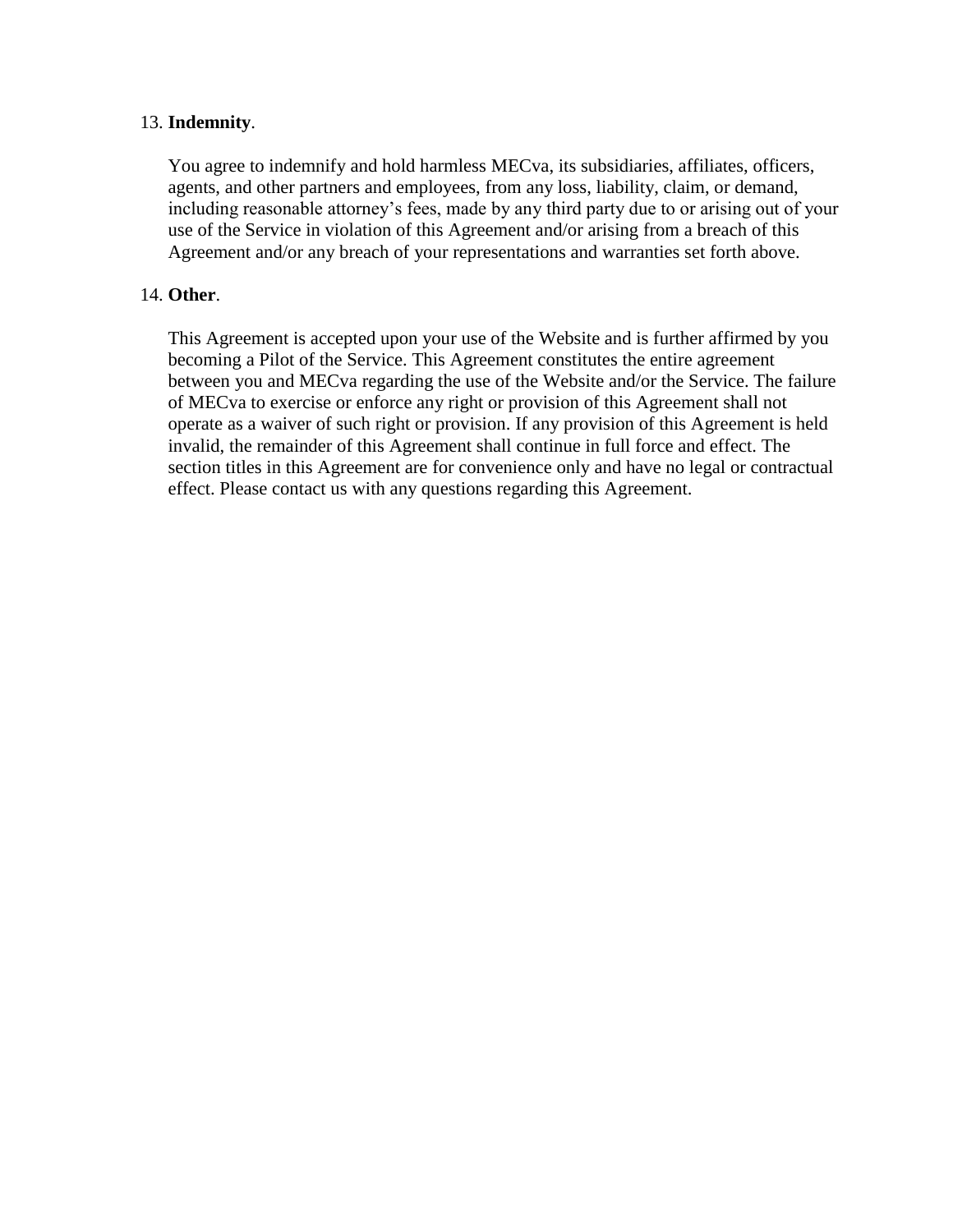13. **Indemnity**.

    You agree to indemnify and hold harmless MECva, its subsidiaries, affiliates, officers, agents, and other partners and employees, from any loss, liability, claim, or demand, including reasonable attorney's fees, made by any third party due to or arising out of your use of the Service in violation of this Agreement and/or arising from a breach of this Agreement and/or any breach of your representations and warranties set forth above.

14. **Other**.

    This Agreement is accepted upon your use of the Website and is further affirmed by you becoming a Pilot of the Service. This Agreement constitutes the entire agreement between you and MECva regarding the use of the Website and/or the Service. The failure of MECva to exercise or enforce any right or provision of this Agreement shall not operate as a waiver of such right or provision. If any provision of this Agreement is held invalid, the remainder of this Agreement shall continue in full force and effect. The section titles in this Agreement are for convenience only and have no legal or contractual effect. Please contact us with any questions regarding this Agreement.